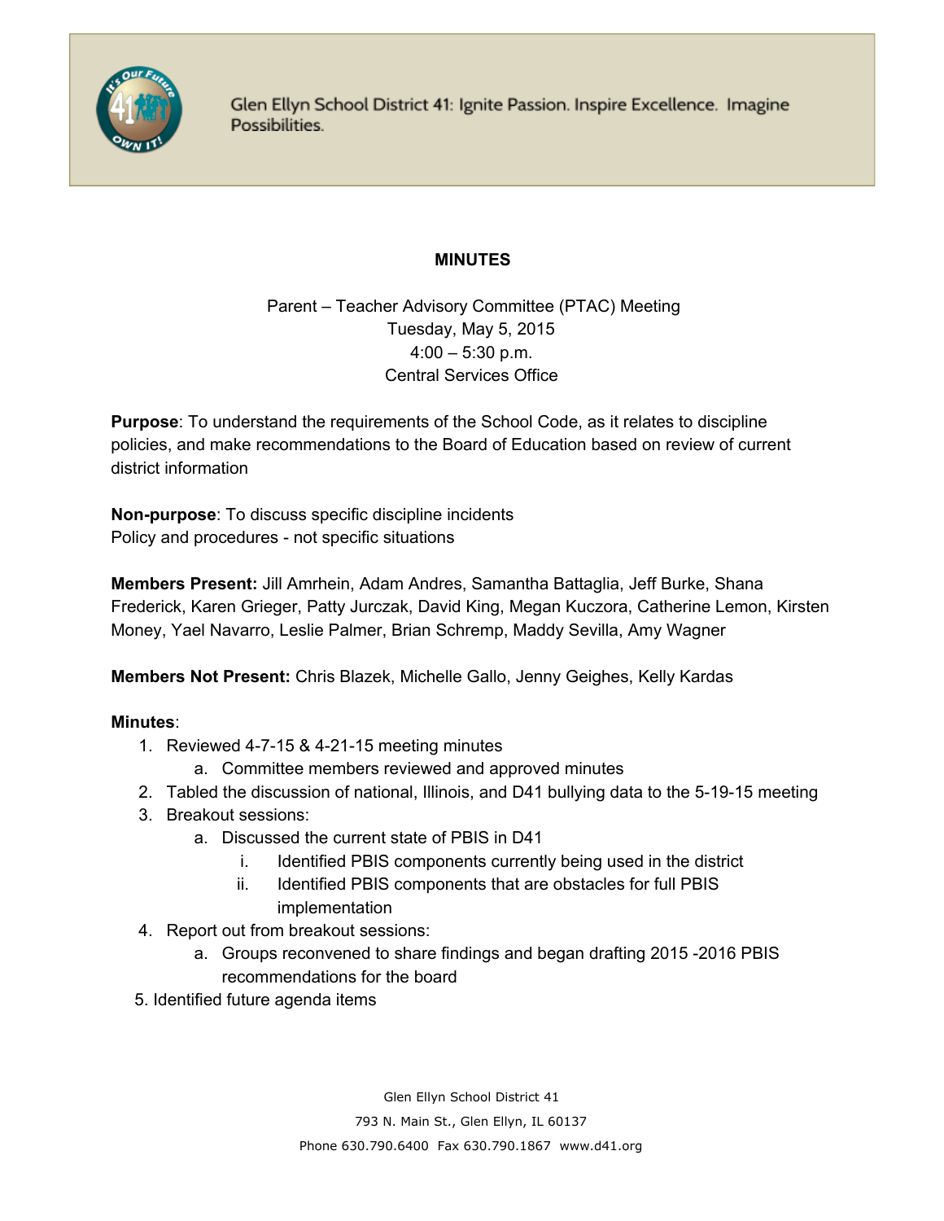Glen Ellyn School District 41: Ignite Passion. Inspire Excellence. Imagine Possibilities.

# MINUTES

Parent – Teacher Advisory Committee (PTAC) Meeting
Tuesday, May 5, 2015
4:00 – 5:30 p.m.
Central Services Office

**Purpose**: To understand the requirements of the School Code, as it relates to discipline policies, and make recommendations to the Board of Education based on review of current district information

**Non-purpose**: To discuss specific discipline incidents
Policy and procedures - not specific situations

**Members Present:** Jill Amrhein, Adam Andres, Samantha Battaglia, Jeff Burke, Shana Frederick, Karen Grieger, Patty Jurczak, David King, Megan Kuczora, Catherine Lemon, Kirsten Money, Yael Navarro, Leslie Palmer, Brian Schremp, Maddy Sevilla, Amy Wagner

**Members Not Present:** Chris Blazek, Michelle Gallo, Jenny Geighes, Kelly Kardas

**Minutes**:

1. Reviewed 4-7-15 & 4-21-15 meeting minutes
   a. Committee members reviewed and approved minutes
2. Tabled the discussion of national, Illinois, and D41 bullying data to the 5-19-15 meeting
3. Breakout sessions:
   a. Discussed the current state of PBIS in D41
      i. Identified PBIS components currently being used in the district
      ii. Identified PBIS components that are obstacles for full PBIS implementation
4. Report out from breakout sessions:
   a. Groups reconvened to share findings and began drafting 2015 -2016 PBIS recommendations for the board
5. Identified future agenda items

Glen Ellyn School District 41
793 N. Main St., Glen Ellyn, IL 60137
Phone 630.790.6400 Fax 630.790.1867 www.d41.org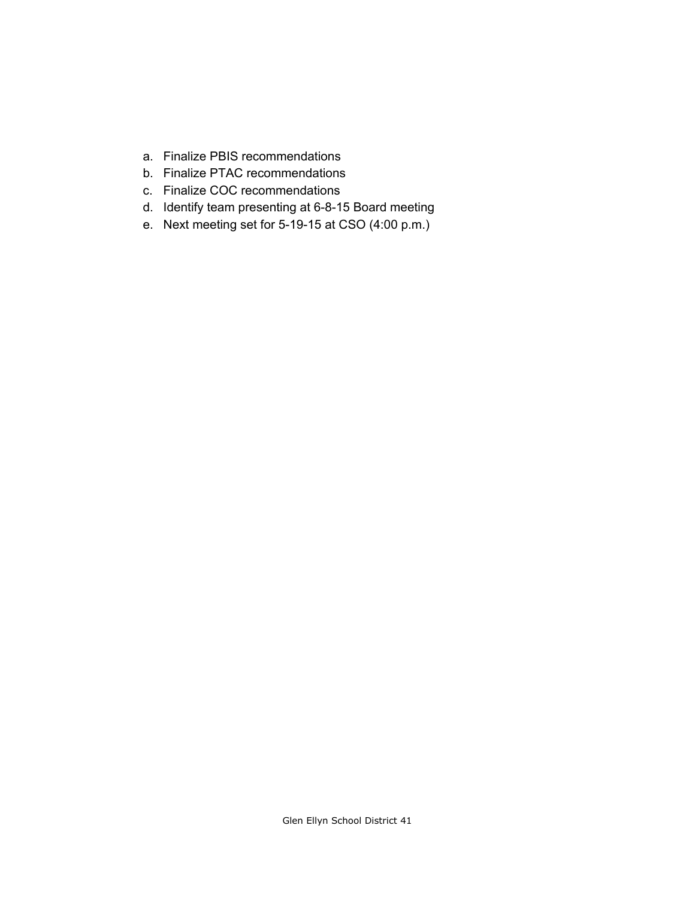a. Finalize PBIS recommendations
b. Finalize PTAC recommendations
c. Finalize COC recommendations
d. Identify team presenting at 6-8-15 Board meeting
e. Next meeting set for 5-19-15 at CSO (4:00 p.m.)